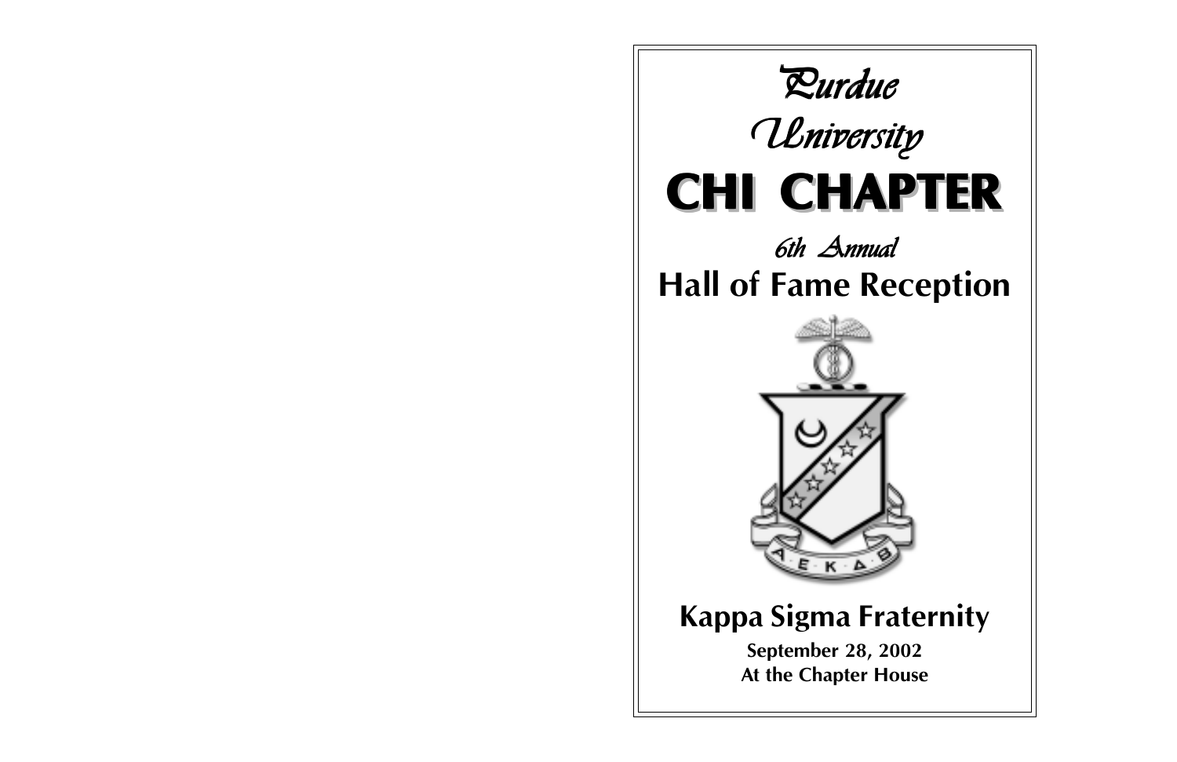*Purdue*

*University*

# CHI CHAPTER

*6th Annual*

## Hall of Fame Reception

ΑΕΚΔΒ

## Kappa Sigma Fraternity

**September 28, 2002**
**At the Chapter House**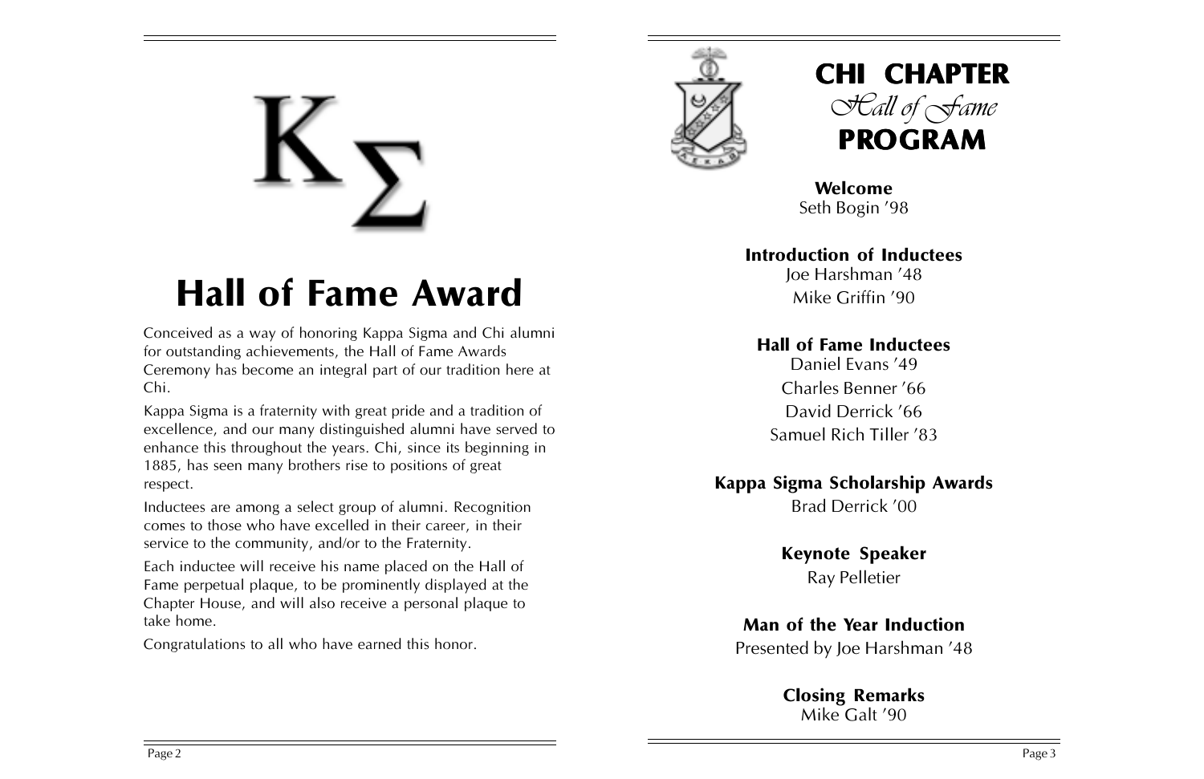# Hall of Fame Award

Conceived as a way of honoring Kappa Sigma and Chi alumni for outstanding achievements, the Hall of Fame Awards Ceremony has become an integral part of our tradition here at Chi.

Kappa Sigma is a fraternity with great pride and a tradition of excellence, and our many distinguished alumni have served to enhance this throughout the years. Chi, since its beginning in 1885, has seen many brothers rise to positions of great respect.

Inductees are among a select group of alumni. Recognition comes to those who have excelled in their career, in their service to the community, and/or to the Fraternity.

Each inductee will receive his name placed on the Hall of Fame perpetual plaque, to be prominently displayed at the Chapter House, and will also receive a personal plaque to take home.

Congratulations to all who have earned this honor.

# CHI CHAPTER *Hall of Fame* PROGRAM

**Welcome**
Seth Bogin '98

**Introduction of Inductees**
Joe Harshman '48
Mike Griffin '90

**Hall of Fame Inductees**
Daniel Evans '49
Charles Benner '66
David Derrick '66
Samuel Rich Tiller '83

**Kappa Sigma Scholarship Awards**
Brad Derrick '00

**Keynote Speaker**
Ray Pelletier

**Man of the Year Induction**
Presented by Joe Harshman '48

**Closing Remarks**
Mike Galt '90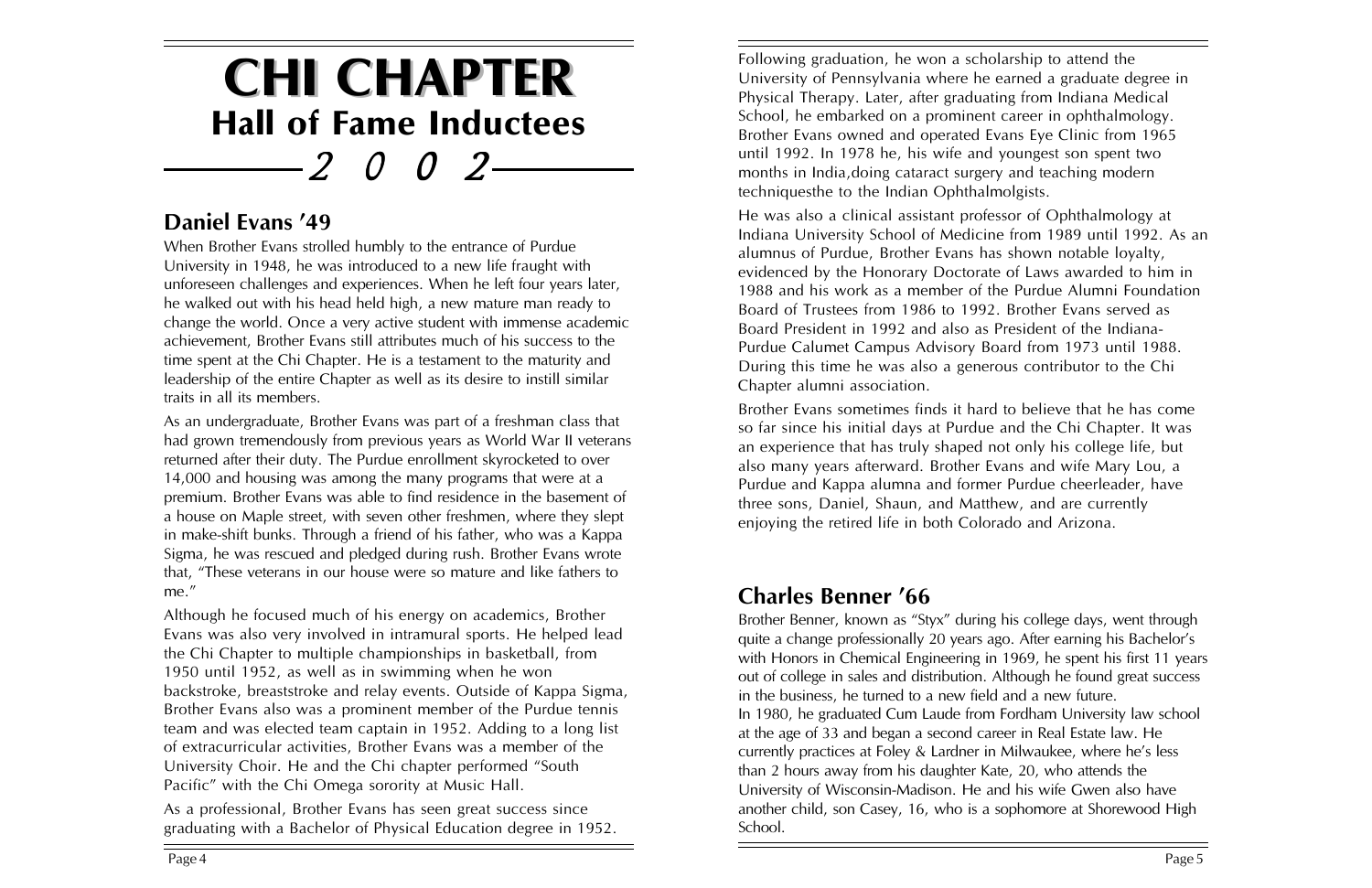# CHI CHAPTER

## Hall of Fame Inductees

## 2002

### Daniel Evans '49

When Brother Evans strolled humbly to the entrance of Purdue University in 1948, he was introduced to a new life fraught with unforeseen challenges and experiences. When he left four years later, he walked out with his head held high, a new mature man ready to change the world. Once a very active student with immense academic achievement, Brother Evans still attributes much of his success to the time spent at the Chi Chapter. He is a testament to the maturity and leadership of the entire Chapter as well as its desire to instill similar traits in all its members.

As an undergraduate, Brother Evans was part of a freshman class that had grown tremendously from previous years as World War II veterans returned after their duty. The Purdue enrollment skyrocketed to over 14,000 and housing was among the many programs that were at a premium. Brother Evans was able to find residence in the basement of a house on Maple street, with seven other freshmen, where they slept in make-shift bunks. Through a friend of his father, who was a Kappa Sigma, he was rescued and pledged during rush. Brother Evans wrote that, "These veterans in our house were so mature and like fathers to me."

Although he focused much of his energy on academics, Brother Evans was also very involved in intramural sports. He helped lead the Chi Chapter to multiple championships in basketball, from 1950 until 1952, as well as in swimming when he won backstroke, breaststroke and relay events. Outside of Kappa Sigma, Brother Evans also was a prominent member of the Purdue tennis team and was elected team captain in 1952. Adding to a long list of extracurricular activities, Brother Evans was a member of the University Choir. He and the Chi chapter performed "South Pacific" with the Chi Omega sorority at Music Hall.

As a professional, Brother Evans has seen great success since graduating with a Bachelor of Physical Education degree in 1952. Following graduation, he won a scholarship to attend the University of Pennsylvania where he earned a graduate degree in Physical Therapy. Later, after graduating from Indiana Medical School, he embarked on a prominent career in ophthalmology. Brother Evans owned and operated Evans Eye Clinic from 1965 until 1992. In 1978 he, his wife and youngest son spent two months in India,doing cataract surgery and teaching modern techniquesthe to the Indian Ophthalmolgists.

He was also a clinical assistant professor of Ophthalmology at Indiana University School of Medicine from 1989 until 1992. As an alumnus of Purdue, Brother Evans has shown notable loyalty, evidenced by the Honorary Doctorate of Laws awarded to him in 1988 and his work as a member of the Purdue Alumni Foundation Board of Trustees from 1986 to 1992. Brother Evans served as Board President in 1992 and also as President of the Indiana-Purdue Calumet Campus Advisory Board from 1973 until 1988. During this time he was also a generous contributor to the Chi Chapter alumni association.

Brother Evans sometimes finds it hard to believe that he has come so far since his initial days at Purdue and the Chi Chapter. It was an experience that has truly shaped not only his college life, but also many years afterward. Brother Evans and wife Mary Lou, a Purdue and Kappa alumna and former Purdue cheerleader, have three sons, Daniel, Shaun, and Matthew, and are currently enjoying the retired life in both Colorado and Arizona.

### Charles Benner '66

Brother Benner, known as "Styx" during his college days, went through quite a change professionally 20 years ago. After earning his Bachelor's with Honors in Chemical Engineering in 1969, he spent his first 11 years out of college in sales and distribution. Although he found great success in the business, he turned to a new field and a new future.

In 1980, he graduated Cum Laude from Fordham University law school at the age of 33 and began a second career in Real Estate law. He currently practices at Foley & Lardner in Milwaukee, where he's less than 2 hours away from his daughter Kate, 20, who attends the University of Wisconsin-Madison. He and his wife Gwen also have another child, son Casey, 16, who is a sophomore at Shorewood High School.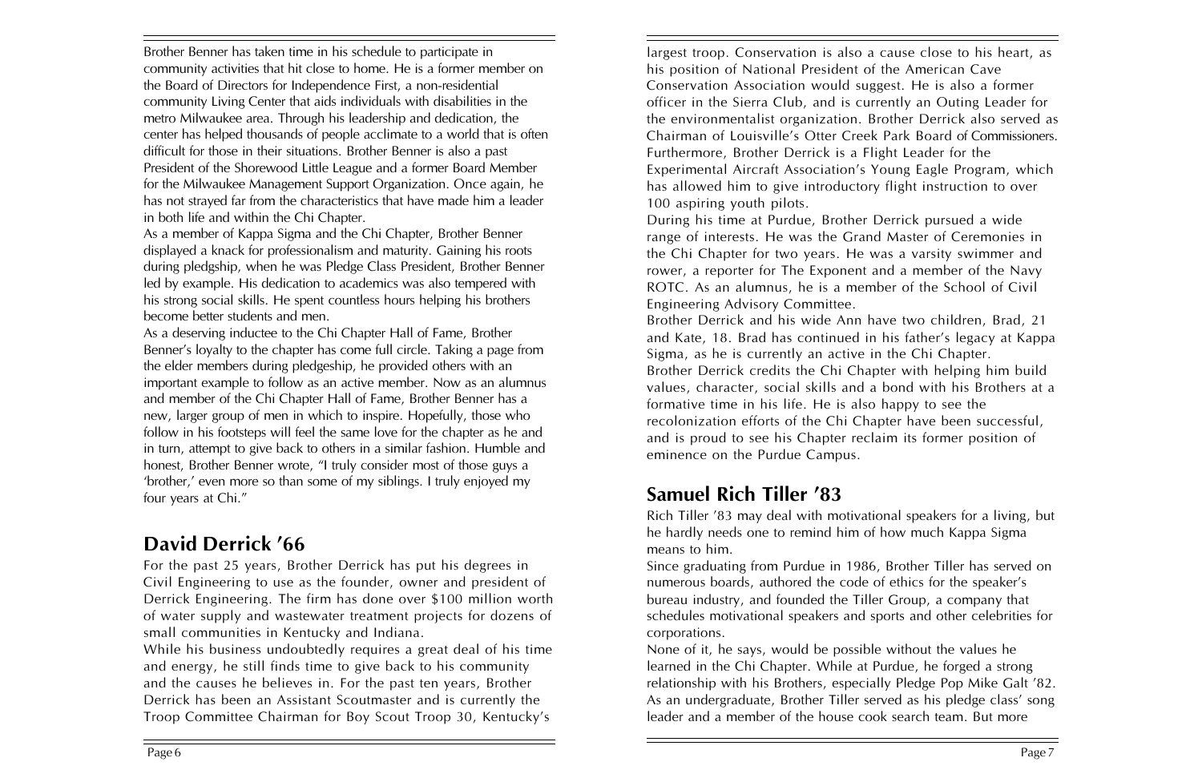Brother Benner has taken time in his schedule to participate in community activities that hit close to home. He is a former member on the Board of Directors for Independence First, a non-residential community Living Center that aids individuals with disabilities in the metro Milwaukee area. Through his leadership and dedication, the center has helped thousands of people acclimate to a world that is often difficult for those in their situations. Brother Benner is also a past President of the Shorewood Little League and a former Board Member for the Milwaukee Management Support Organization. Once again, he has not strayed far from the characteristics that have made him a leader in both life and within the Chi Chapter.

As a member of Kappa Sigma and the Chi Chapter, Brother Benner displayed a knack for professionalism and maturity. Gaining his roots during pledgship, when he was Pledge Class President, Brother Benner led by example. His dedication to academics was also tempered with his strong social skills. He spent countless hours helping his brothers become better students and men.

As a deserving inductee to the Chi Chapter Hall of Fame, Brother Benner's loyalty to the chapter has come full circle. Taking a page from the elder members during pledgeship, he provided others with an important example to follow as an active member. Now as an alumnus and member of the Chi Chapter Hall of Fame, Brother Benner has a new, larger group of men in which to inspire. Hopefully, those who follow in his footsteps will feel the same love for the chapter as he and in turn, attempt to give back to others in a similar fashion. Humble and honest, Brother Benner wrote, "I truly consider most of those guys a 'brother,' even more so than some of my siblings. I truly enjoyed my four years at Chi."

## David Derrick '66

For the past 25 years, Brother Derrick has put his degrees in Civil Engineering to use as the founder, owner and president of Derrick Engineering. The firm has done over $100 million worth of water supply and wastewater treatment projects for dozens of small communities in Kentucky and Indiana.

While his business undoubtedly requires a great deal of his time and energy, he still finds time to give back to his community and the causes he believes in. For the past ten years, Brother Derrick has been an Assistant Scoutmaster and is currently the Troop Committee Chairman for Boy Scout Troop 30, Kentucky's largest troop. Conservation is also a cause close to his heart, as his position of National President of the American Cave Conservation Association would suggest. He is also a former officer in the Sierra Club, and is currently an Outing Leader for the environmentalist organization. Brother Derrick also served as Chairman of Louisville's Otter Creek Park Board of Commissioners. Furthermore, Brother Derrick is a Flight Leader for the Experimental Aircraft Association's Young Eagle Program, which has allowed him to give introductory flight instruction to over 100 aspiring youth pilots.

During his time at Purdue, Brother Derrick pursued a wide range of interests. He was the Grand Master of Ceremonies in the Chi Chapter for two years. He was a varsity swimmer and rower, a reporter for The Exponent and a member of the Navy ROTC. As an alumnus, he is a member of the School of Civil Engineering Advisory Committee.

Brother Derrick and his wide Ann have two children, Brad, 21 and Kate, 18. Brad has continued in his father's legacy at Kappa Sigma, as he is currently an active in the Chi Chapter.

Brother Derrick credits the Chi Chapter with helping him build values, character, social skills and a bond with his Brothers at a formative time in his life. He is also happy to see the recolonization efforts of the Chi Chapter have been successful, and is proud to see his Chapter reclaim its former position of eminence on the Purdue Campus.

## Samuel Rich Tiller '83

Rich Tiller '83 may deal with motivational speakers for a living, but he hardly needs one to remind him of how much Kappa Sigma means to him.

Since graduating from Purdue in 1986, Brother Tiller has served on numerous boards, authored the code of ethics for the speaker's bureau industry, and founded the Tiller Group, a company that schedules motivational speakers and sports and other celebrities for corporations.

None of it, he says, would be possible without the values he learned in the Chi Chapter. While at Purdue, he forged a strong relationship with his Brothers, especially Pledge Pop Mike Galt '82. As an undergraduate, Brother Tiller served as his pledge class' song leader and a member of the house cook search team. But more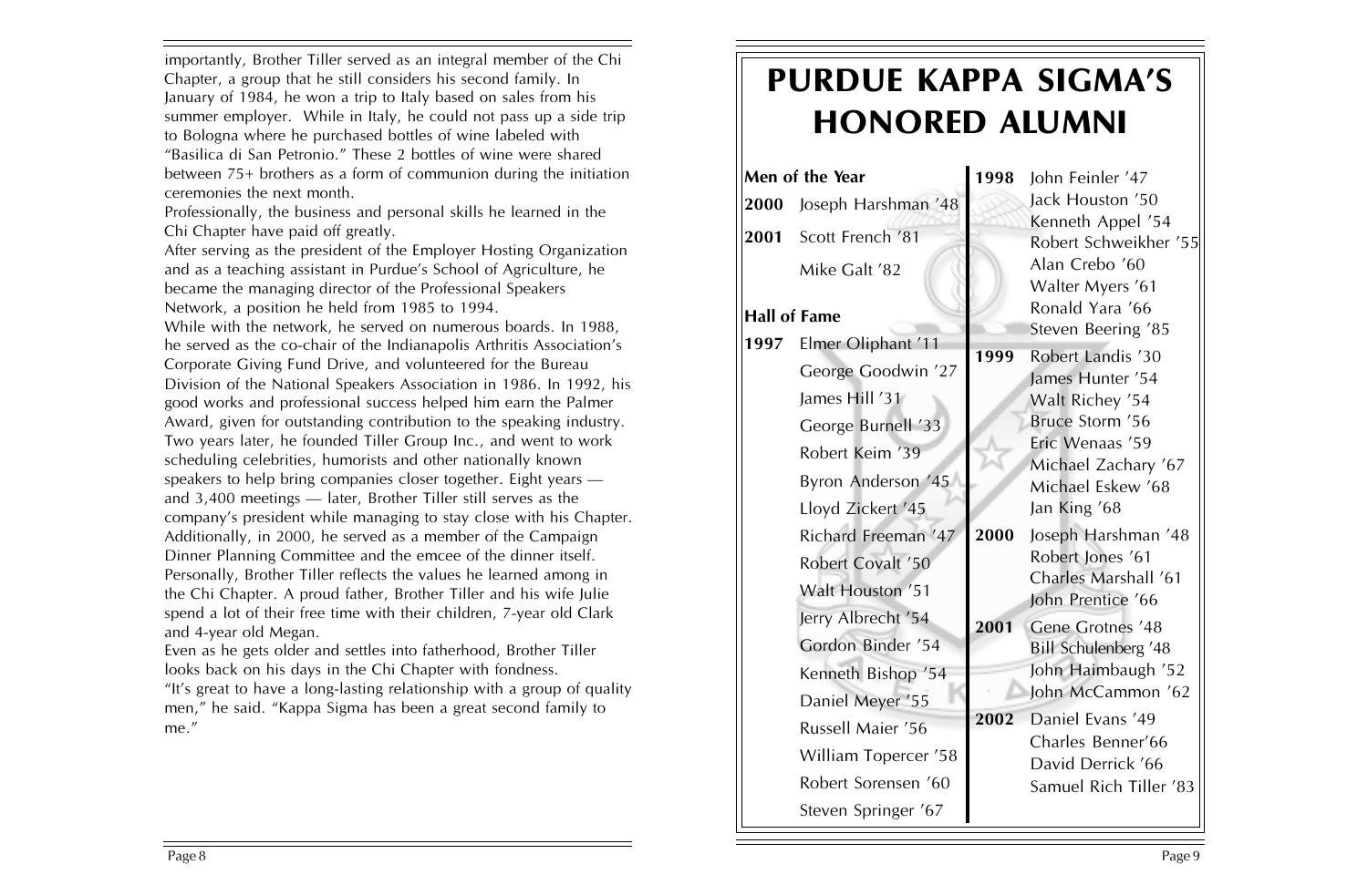importantly, Brother Tiller served as an integral member of the Chi Chapter, a group that he still considers his second family. In January of 1984, he won a trip to Italy based on sales from his summer employer. While in Italy, he could not pass up a side trip to Bologna where he purchased bottles of wine labeled with "Basilica di San Petronio." These 2 bottles of wine were shared between 75+ brothers as a form of communion during the initiation ceremonies the next month.

Professionally, the business and personal skills he learned in the Chi Chapter have paid off greatly.

After serving as the president of the Employer Hosting Organization and as a teaching assistant in Purdue's School of Agriculture, he became the managing director of the Professional Speakers Network, a position he held from 1985 to 1994.

While with the network, he served on numerous boards. In 1988, he served as the co-chair of the Indianapolis Arthritis Association's Corporate Giving Fund Drive, and volunteered for the Bureau Division of the National Speakers Association in 1986. In 1992, his good works and professional success helped him earn the Palmer Award, given for outstanding contribution to the speaking industry. Two years later, he founded Tiller Group Inc., and went to work scheduling celebrities, humorists and other nationally known speakers to help bring companies closer together. Eight years — and 3,400 meetings — later, Brother Tiller still serves as the company's president while managing to stay close with his Chapter. Additionally, in 2000, he served as a member of the Campaign Dinner Planning Committee and the emcee of the dinner itself.

Personally, Brother Tiller reflects the values he learned among in the Chi Chapter. A proud father, Brother Tiller and his wife Julie spend a lot of their free time with their children, 7-year old Clark and 4-year old Megan.

Even as he gets older and settles into fatherhood, Brother Tiller looks back on his days in the Chi Chapter with fondness.

"It's great to have a long-lasting relationship with a group of quality men," he said. "Kappa Sigma has been a great second family to me."

# PURDUE KAPPA SIGMA'S HONORED ALUMNI

**Men of the Year**

**2000** Joseph Harshman '48

**2001** Scott French '81
Mike Galt '82

**Hall of Fame**

**1997**
Elmer Oliphant '11
George Goodwin '27
James Hill '31
George Burnell '33
Robert Keim '39
Byron Anderson '45
Lloyd Zickert '45
Richard Freeman '47
Robert Covalt '50
Walt Houston '51
Jerry Albrecht '54
Gordon Binder '54
Kenneth Bishop '54
Daniel Meyer '55
Russell Maier '56
William Topercer '58
Robert Sorensen '60
Steven Springer '67

**1998**
John Feinler '47
Jack Houston '50
Kenneth Appel '54
Robert Schweikher '55
Alan Crebo '60
Walter Myers '61
Ronald Yara '66
Steven Beering '85

**1999**
Robert Landis '30
James Hunter '54
Walt Richey '54
Bruce Storm '56
Eric Wenaas '59
Michael Zachary '67
Michael Eskew '68
Jan King '68

**2000**
Joseph Harshman '48
Robert Jones '61
Charles Marshall '61
John Prentice '66

**2001**
Gene Grotnes '48
Bill Schulenberg '48
John Haimbaugh '52
John McCammon '62

**2002**
Daniel Evans '49
Charles Benner'66
David Derrick '66
Samuel Rich Tiller '83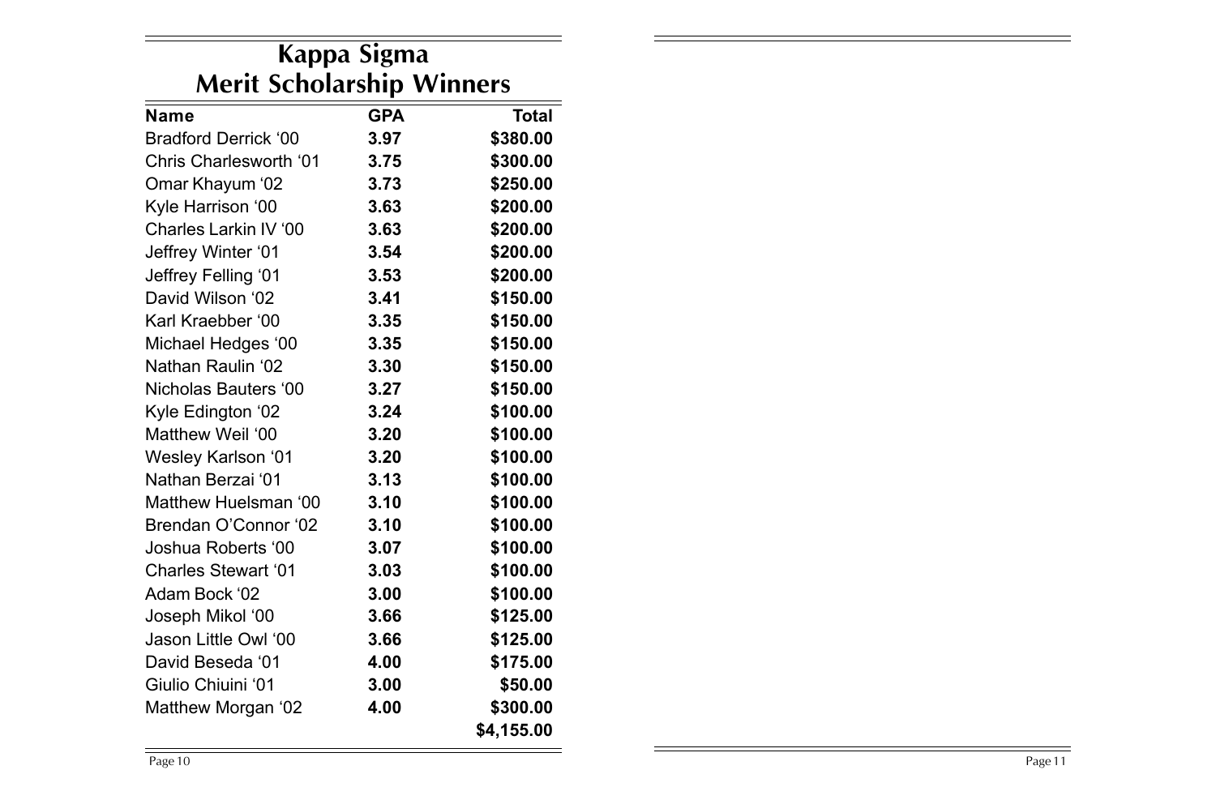## Kappa Sigma Merit Scholarship Winners

| Name | GPA | Total |
|---|---|---|
| Bradford Derrick ‘00 | **3.97** | **$380.00** |
| Chris Charlesworth ‘01 | **3.75** | **$300.00** |
| Omar Khayum ‘02 | **3.73** | **$250.00** |
| Kyle Harrison ‘00 | **3.63** | **$200.00** |
| Charles Larkin IV ‘00 | **3.63** | **$200.00** |
| Jeffrey Winter ‘01 | **3.54** | **$200.00** |
| Jeffrey Felling ‘01 | **3.53** | **$200.00** |
| David Wilson ‘02 | **3.41** | **$150.00** |
| Karl Kraebber ‘00 | **3.35** | **$150.00** |
| Michael Hedges ‘00 | **3.35** | **$150.00** |
| Nathan Raulin ‘02 | **3.30** | **$150.00** |
| Nicholas Bauters ‘00 | **3.27** | **$150.00** |
| Kyle Edington ‘02 | **3.24** | **$100.00** |
| Matthew Weil ‘00 | **3.20** | **$100.00** |
| Wesley Karlson ‘01 | **3.20** | **$100.00** |
| Nathan Berzai ‘01 | **3.13** | **$100.00** |
| Matthew Huelsman ‘00 | **3.10** | **$100.00** |
| Brendan O’Connor ‘02 | **3.10** | **$100.00** |
| Joshua Roberts ‘00 | **3.07** | **$100.00** |
| Charles Stewart ‘01 | **3.03** | **$100.00** |
| Adam Bock ‘02 | **3.00** | **$100.00** |
| Joseph Mikol ‘00 | **3.66** | **$125.00** |
| Jason Little Owl ‘00 | **3.66** | **$125.00** |
| David Beseda ‘01 | **4.00** | **$175.00** |
| Giulio Chiuini ‘01 | **3.00** | **$50.00** |
| Matthew Morgan ‘02 | **4.00** | **$300.00** |
| | | **$4,155.00** |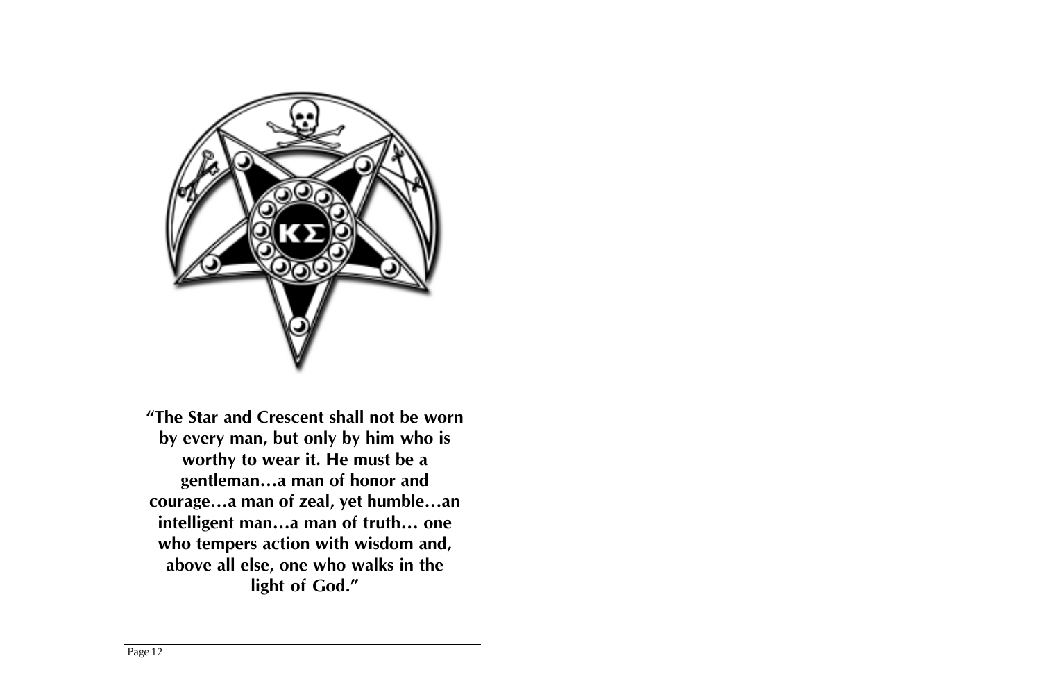**"The Star and Crescent shall not be worn by every man, but only by him who is worthy to wear it. He must be a gentleman…a man of honor and courage…a man of zeal, yet humble…an intelligent man…a man of truth… one who tempers action with wisdom and, above all else, one who walks in the light of God."**